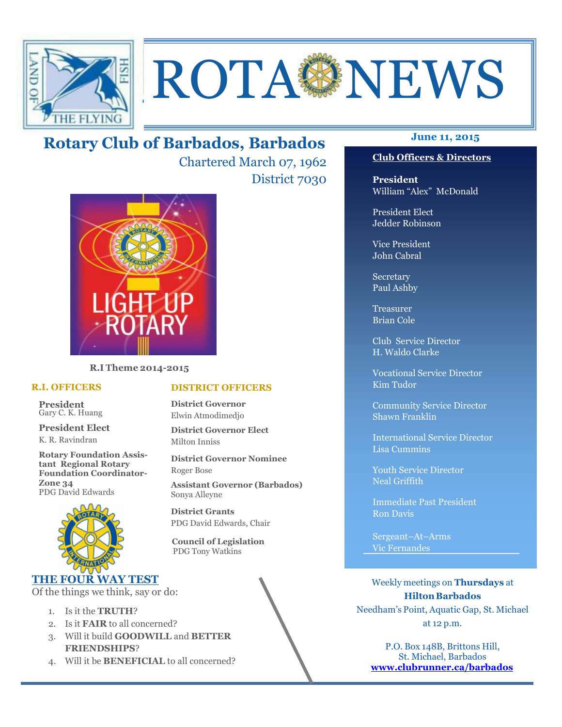# ROTA NEWS

## Rotary Club of Barbados, Barbados

Chartered March 07, 1962

District 7030

June 11, 2015

**R.I Theme 2014-2015**

### R.I. OFFICERS

**President**
Gary C. K. Huang

**President Elect**
K. R. Ravindran

**Rotary Foundation Assistant Regional Rotary Foundation Coordinator-Zone 34**
PDG David Edwards

### DISTRICT OFFICERS

**District Governor**
Elwin Atmodimedjo

**District Governor Elect**
Milton Inniss

**District Governor Nominee**
Roger Bose

**Assistant Governor (Barbados)**
Sonya Alleyne

**District Grants**
PDG David Edwards, Chair

**Council of Legislation**
PDG Tony Watkins

### THE FOUR WAY TEST

Of the things we think, say or do:

1. Is it the **TRUTH**?
2. Is it **FAIR** to all concerned?
3. Will it build **GOODWILL** and **BETTER FRIENDSHIPS**?
4. Will it be **BENEFICIAL** to all concerned?

### Club Officers & Directors

**President**
William "Alex" McDonald

President Elect
Jedder Robinson

Vice President
John Cabral

Secretary
Paul Ashby

Treasurer
Brian Cole

Club Service Director
H. Waldo Clarke

Vocational Service Director
Kim Tudor

Community Service Director
Shawn Franklin

International Service Director
Lisa Cummins

Youth Service Director
Neal Griffith

Immediate Past President
Ron Davis

Sergeant–At–Arms
Vic Fernandes

Weekly meetings on **Thursdays** at **Hilton Barbados**
Needham's Point, Aquatic Gap, St. Michael
at 12 p.m.

P.O. Box 148B, Brittons Hill,
St. Michael, Barbados
**www.clubrunner.ca/barbados**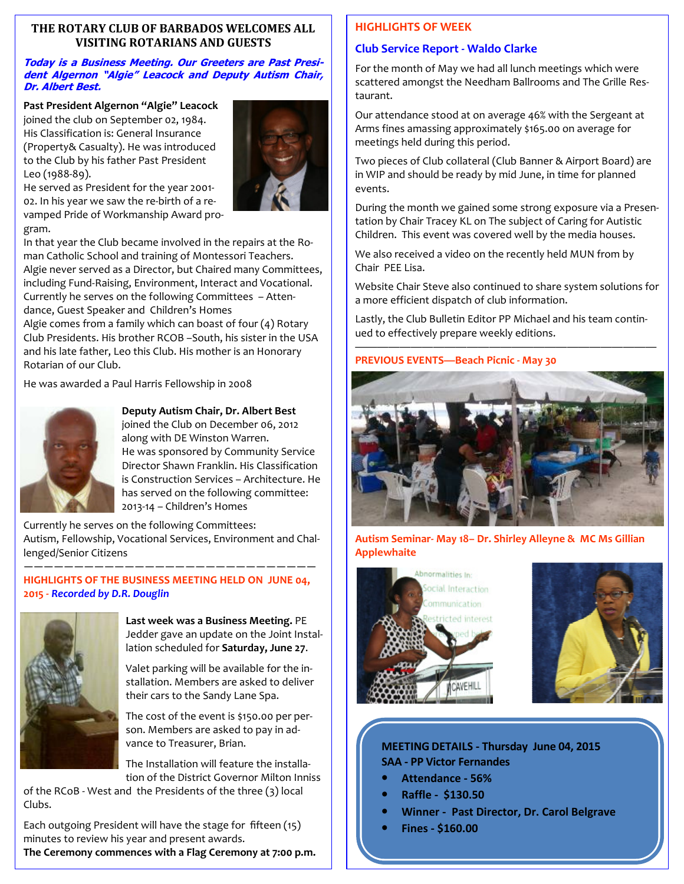## THE ROTARY CLUB OF BARBADOS WELCOMES ALL VISITING ROTARIANS AND GUESTS

***Today is a Business Meeting. Our Greeters are Past President Algernon "Algie" Leacock and Deputy Autism Chair, Dr. Albert Best.***

**Past President Algernon "Algie" Leacock** joined the club on September 02, 1984. His Classification is: General Insurance (Property& Casualty). He was introduced to the Club by his father Past President Leo (1988-89).

He served as President for the year 2001-02. In his year we saw the re-birth of a re-vamped Pride of Workmanship Award program.

In that year the Club became involved in the repairs at the Roman Catholic School and training of Montessori Teachers.

Algie never served as a Director, but Chaired many Committees, including Fund-Raising, Environment, Interact and Vocational. Currently he serves on the following Committees – Attendance, Guest Speaker and Children's Homes

Algie comes from a family which can boast of four (4) Rotary Club Presidents. His brother RCOB –South, his sister in the USA and his late father, Leo this Club. His mother is an Honorary Rotarian of our Club.

He was awarded a Paul Harris Fellowship in 2008

**Deputy Autism Chair, Dr. Albert Best** joined the Club on December 06, 2012 along with DE Winston Warren.

He was sponsored by Community Service Director Shawn Franklin. His Classification is Construction Services – Architecture. He has served on the following committee: 2013-14 – Children's Homes

Currently he serves on the following Committees: Autism, Fellowship, Vocational Services, Environment and Challenged/Senior Citizens

---

### HIGHLIGHTS OF THE BUSINESS MEETING HELD ON JUNE 04, 2015 - *Recorded by D.R. Douglin*

**Last week was a Business Meeting.** PE Jedder gave an update on the Joint Installation scheduled for **Saturday, June 27**.

Valet parking will be available for the installation. Members are asked to deliver their cars to the Sandy Lane Spa.

The cost of the event is $150.00 per person. Members are asked to pay in advance to Treasurer, Brian.

The Installation will feature the installation of the District Governor Milton Inniss of the RCoB - West and the Presidents of the three (3) local Clubs.

Each outgoing President will have the stage for fifteen (15) minutes to review his year and present awards.

**The Ceremony commences with a Flag Ceremony at 7:00 p.m.**

## HIGHLIGHTS OF WEEK

### Club Service Report - Waldo Clarke

For the month of May we had all lunch meetings which were scattered amongst the Needham Ballrooms and The Grille Restaurant.

Our attendance stood at on average 46% with the Sergeant at Arms fines amassing approximately $165.00 on average for meetings held during this period.

Two pieces of Club collateral (Club Banner & Airport Board) are in WIP and should be ready by mid June, in time for planned events.

During the month we gained some strong exposure via a Presentation by Chair Tracey KL on The subject of Caring for Autistic Children. This event was covered well by the media houses.

We also received a video on the recently held MUN from by Chair PEE Lisa.

Website Chair Steve also continued to share system solutions for a more efficient dispatch of club information.

Lastly, the Club Bulletin Editor PP Michael and his team continued to effectively prepare weekly editions.

---

### PREVIOUS EVENTS—Beach Picnic - May 30

### Autism Seminar- May 18– Dr. Shirley Alleyne & MC Ms Gillian Applewhaite

**MEETING DETAILS - Thursday June 04, 2015**
**SAA - PP Victor Fernandes**

- **Attendance - 56%**
- **Raffle - $130.50**
- **Winner - Past Director, Dr. Carol Belgrave**
- **Fines - $160.00**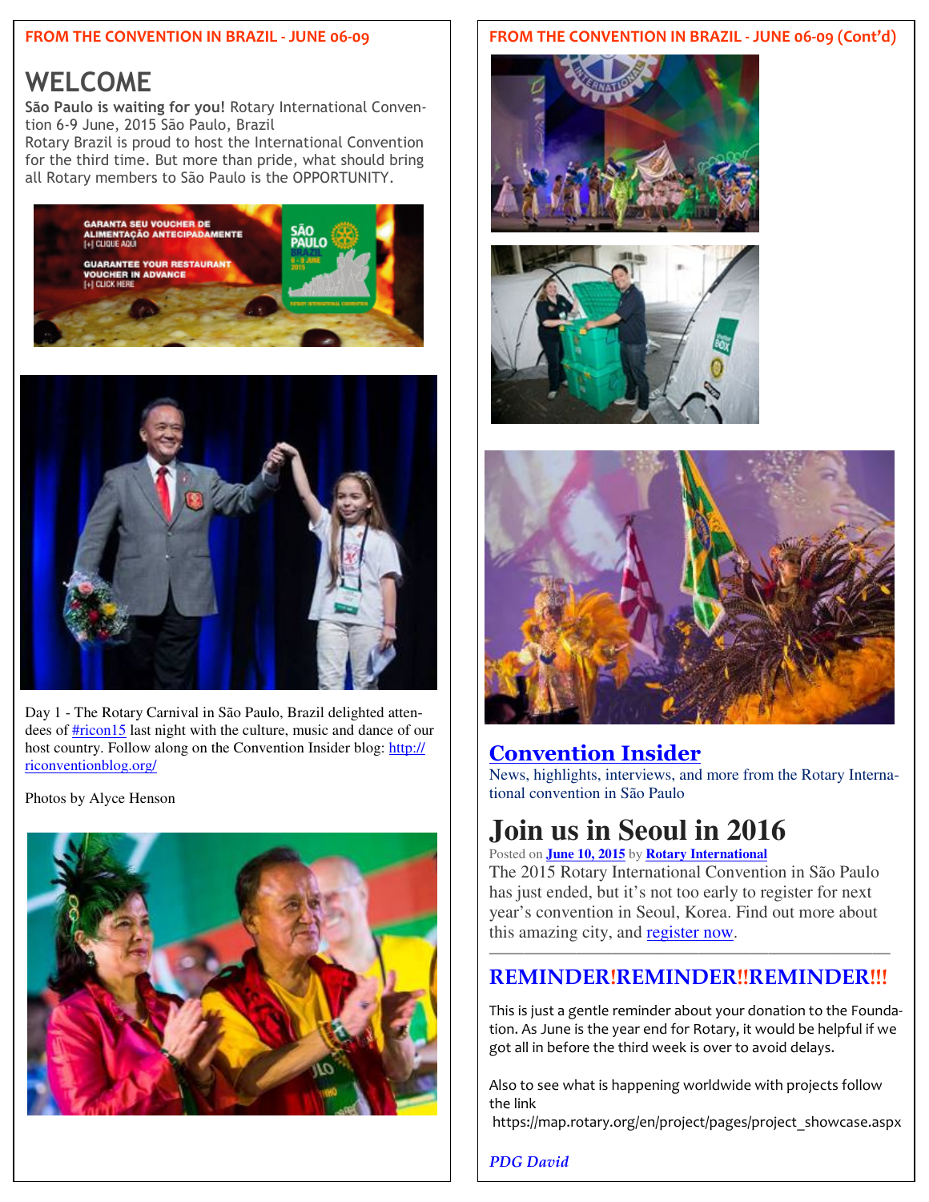## FROM THE CONVENTION IN BRAZIL - JUNE 06-09

# WELCOME

**São Paulo is waiting for you!** Rotary International Convention 6-9 June, 2015 São Paulo, Brazil

Rotary Brazil is proud to host the International Convention for the third time. But more than pride, what should bring all Rotary members to São Paulo is the OPPORTUNITY.

Day 1 - The Rotary Carnival in São Paulo, Brazil delighted attendees of #ricon15 last night with the culture, music and dance of our host country. Follow along on the Convention Insider blog: http://riconventionblog.org/

Photos by Alyce Henson

## FROM THE CONVENTION IN BRAZIL - JUNE 06-09 (Cont'd)

## Convention Insider

News, highlights, interviews, and more from the Rotary International convention in São Paulo

# Join us in Seoul in 2016

Posted on **June 10, 2015** by **Rotary International**

The 2015 Rotary International Convention in São Paulo has just ended, but it's not too early to register for next year's convention in Seoul, Korea. Find out more about this amazing city, and register now.

---

## REMINDER!REMINDER!!REMINDER!!!

This is just a gentle reminder about your donation to the Foundation. As June is the year end for Rotary, it would be helpful if we got all in before the third week is over to avoid delays.

Also to see what is happening worldwide with projects follow the link
https://map.rotary.org/en/project/pages/project_showcase.aspx

*PDG David*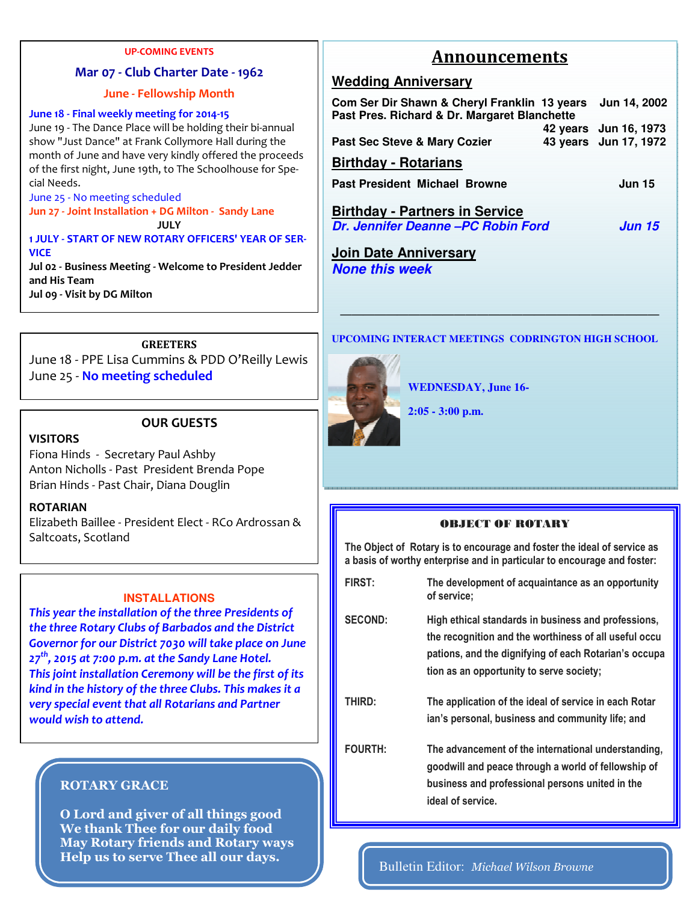**UP-COMING EVENTS**

**Mar 07 - Club Charter Date - 1962**

**June - Fellowship Month**

**June 18 - Final weekly meeting for 2014-15**

June 19 - The Dance Place will be holding their bi-annual show "Just Dance" at Frank Collymore Hall during the month of June and have very kindly offered the proceeds of the first night, June 19th, to The Schoolhouse for Special Needs.

June 25 - No meeting scheduled

**Jun 27 - Joint Installation + DG Milton - Sandy Lane**

**JULY**

**1 JULY - START OF NEW ROTARY OFFICERS' YEAR OF SERVICE**

**Jul 02 - Business Meeting - Welcome to President Jedder and His Team**

**Jul 09 - Visit by DG Milton**

**GREETERS**

June 18 - PPE Lisa Cummins & PDD O'Reilly Lewis

June 25 - **No meeting scheduled**

**OUR GUESTS**

**VISITORS**

Fiona Hinds - Secretary Paul Ashby

Anton Nicholls - Past President Brenda Pope

Brian Hinds - Past Chair, Diana Douglin

**ROTARIAN**

Elizabeth Baillee - President Elect - RCo Ardrossan & Saltcoats, Scotland

**INSTALLATIONS**

***This year the installation of the three Presidents of the three Rotary Clubs of Barbados and the District Governor for our District 7030 will take place on June 27th, 2015 at 7:00 p.m. at the Sandy Lane Hotel. This joint installation Ceremony will be the first of its kind in the history of the three Clubs. This makes it a very special event that all Rotarians and Partner would wish to attend.***

**ROTARY GRACE**

**O Lord and giver of all things good**
**We thank Thee for our daily food**
**May Rotary friends and Rotary ways**
**Help us to serve Thee all our days.**

# Announcements

## Wedding Anniversary

| | | |
|---|---|---|
| Com Ser Dir Shawn & Cheryl Franklin | 13 years | Jun 14, 2002 |
| Past Pres. Richard & Dr. Margaret Blanchette | 42 years | Jun 16, 1973 |
| Past Sec Steve & Mary Cozier | 43 years | Jun 17, 1972 |

## Birthday - Rotarians

**Past President Michael Browne** — **Jun 15**

## Birthday - Partners in Service

***Dr. Jennifer Deanne –PC Robin Ford*** — ***Jun 15***

## Join Date Anniversary

***None this week***

---

**UPCOMING INTERACT MEETINGS CODRINGTON HIGH SCHOOL**

**WEDNESDAY, June 16-**

**2:05 - 3:00 p.m.**

**OBJECT OF ROTARY**

The Object of Rotary is to encourage and foster the ideal of service as a basis of worthy enterprise and in particular to encourage and foster:

**FIRST:** The development of acquaintance as an opportunity of service;

**SECOND:** High ethical standards in business and professions, the recognition and the worthiness of all useful occupations, and the dignifying of each Rotarian's occupation as an opportunity to serve society;

**THIRD:** The application of the ideal of service in each Rotarian's personal, business and community life; and

**FOURTH:** The advancement of the international understanding, goodwill and peace through a world of fellowship of business and professional persons united in the ideal of service.

Bulletin Editor: *Michael Wilson Browne*